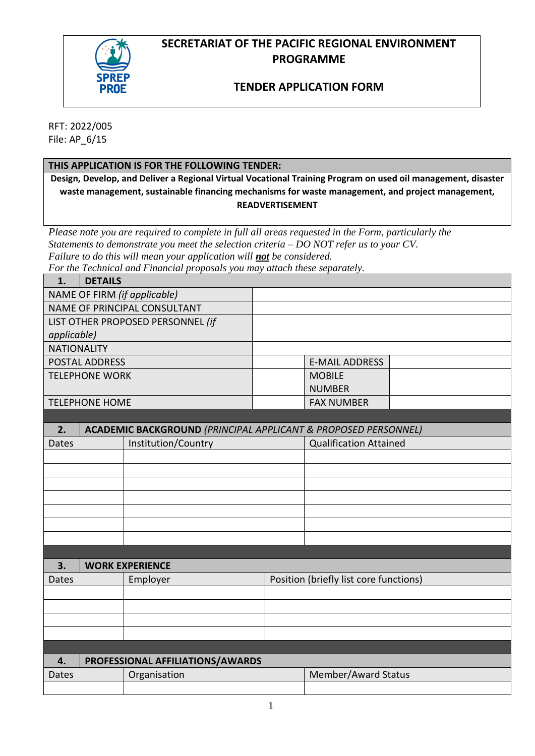# SECRETARIAT OF THE PACIFIC REGIONAL ENVIRONMENT PROGRAMME

## TENDER APPLICATION FORM

RFT: 2022/005
File: AP_6/15

| THIS APPLICATION IS FOR THE FOLLOWING TENDER: |
|---|
| **Design, Develop, and Deliver a Regional Virtual Vocational Training Program on used oil management, disaster waste management, sustainable financing mechanisms for waste management, and project management, READVERTISEMENT** |

*Please note you are required to complete in full all areas requested in the Form, particularly the Statements to demonstrate you meet the selection criteria – DO NOT refer us to your CV. Failure to do this will mean your application will **not** be considered. For the Technical and Financial proposals you may attach these separately.*

| **1. DETAILS** | | | |
|---|---|---|---|
| NAME OF FIRM *(if applicable)* | | | |
| NAME OF PRINCIPAL CONSULTANT | | | |
| LIST OTHER PROPOSED PERSONNEL *(if applicable)* | | | |
| NATIONALITY | | | |
| POSTAL ADDRESS | | E-MAIL ADDRESS | |
| TELEPHONE WORK | | MOBILE NUMBER | |
| TELEPHONE HOME | | FAX NUMBER | |

| **2. ACADEMIC BACKGROUND** *(PRINCIPAL APPLICANT & PROPOSED PERSONNEL)* | | |
|---|---|---|
| Dates | Institution/Country | Qualification Attained |
| | | |
| | | |
| | | |
| | | |
| | | |
| | | |
| | | |

| **3. WORK EXPERIENCE** | | |
|---|---|---|
| Dates | Employer | Position (briefly list core functions) |
| | | |
| | | |
| | | |
| | | |

| **4. PROFESSIONAL AFFILIATIONS/AWARDS** | | |
|---|---|---|
| Dates | Organisation | Member/Award Status |
| | | |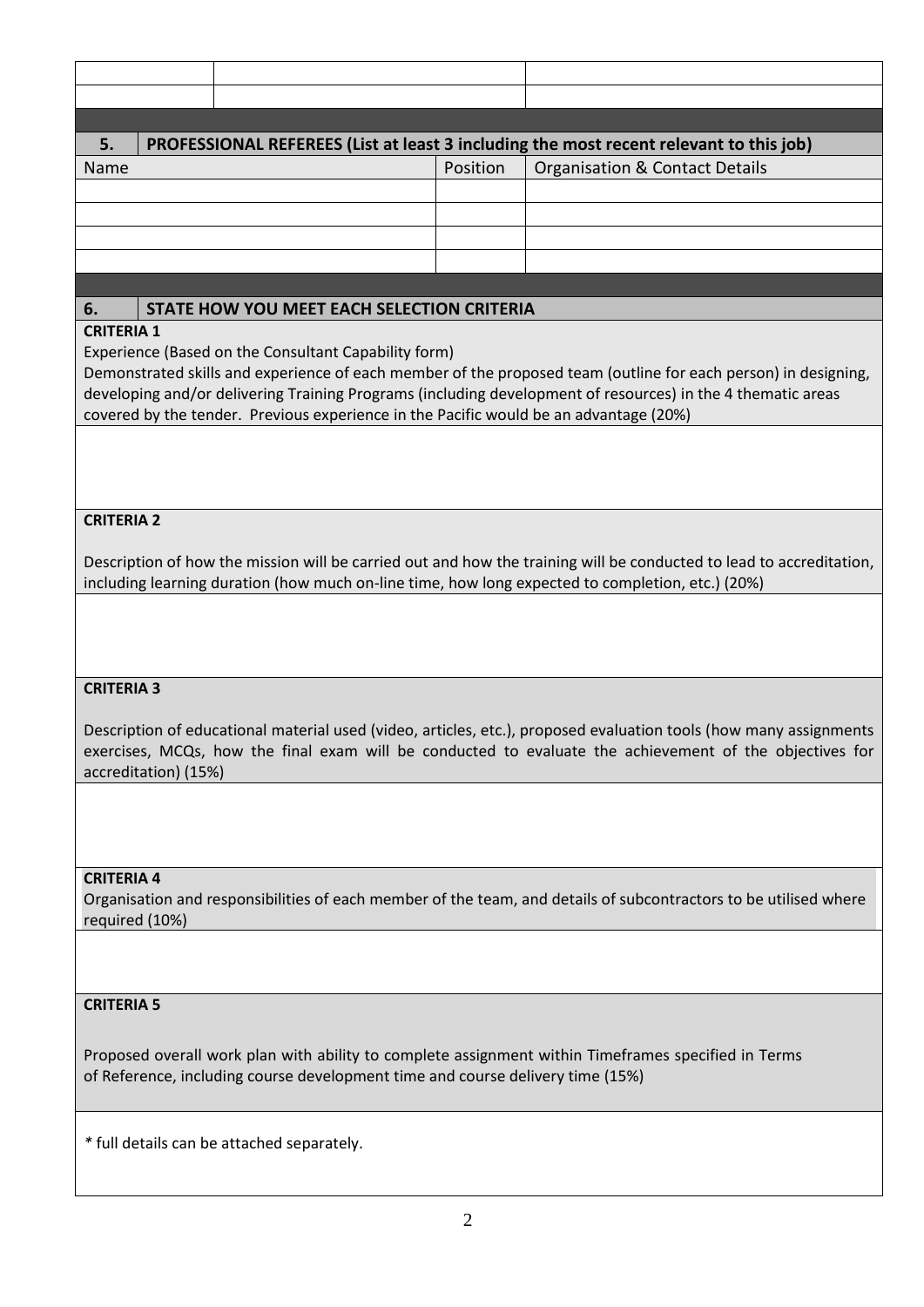| | | |
|---|---|---|
| | | |
| | | |

## 5. PROFESSIONAL REFEREES (List at least 3 including the most recent relevant to this job)

| Name | Position | Organisation & Contact Details |
|---|---|---|
| | | |
| | | |
| | | |
| | | |

## 6. STATE HOW YOU MEET EACH SELECTION CRITERIA

**CRITERIA 1**

Experience (Based on the Consultant Capability form)
Demonstrated skills and experience of each member of the proposed team (outline for each person) in designing, developing and/or delivering Training Programs (including development of resources) in the 4 thematic areas covered by the tender. Previous experience in the Pacific would be an advantage (20%)

**CRITERIA 2**

Description of how the mission will be carried out and how the training will be conducted to lead to accreditation, including learning duration (how much on-line time, how long expected to completion, etc.) (20%)

**CRITERIA 3**

Description of educational material used (video, articles, etc.), proposed evaluation tools (how many assignments exercises, MCQs, how the final exam will be conducted to evaluate the achievement of the objectives for accreditation) (15%)

**CRITERIA 4**

Organisation and responsibilities of each member of the team, and details of subcontractors to be utilised where required (10%)

**CRITERIA 5**

Proposed overall work plan with ability to complete assignment within Timeframes specified in Terms of Reference, including course development time and course delivery time (15%)

* full details can be attached separately.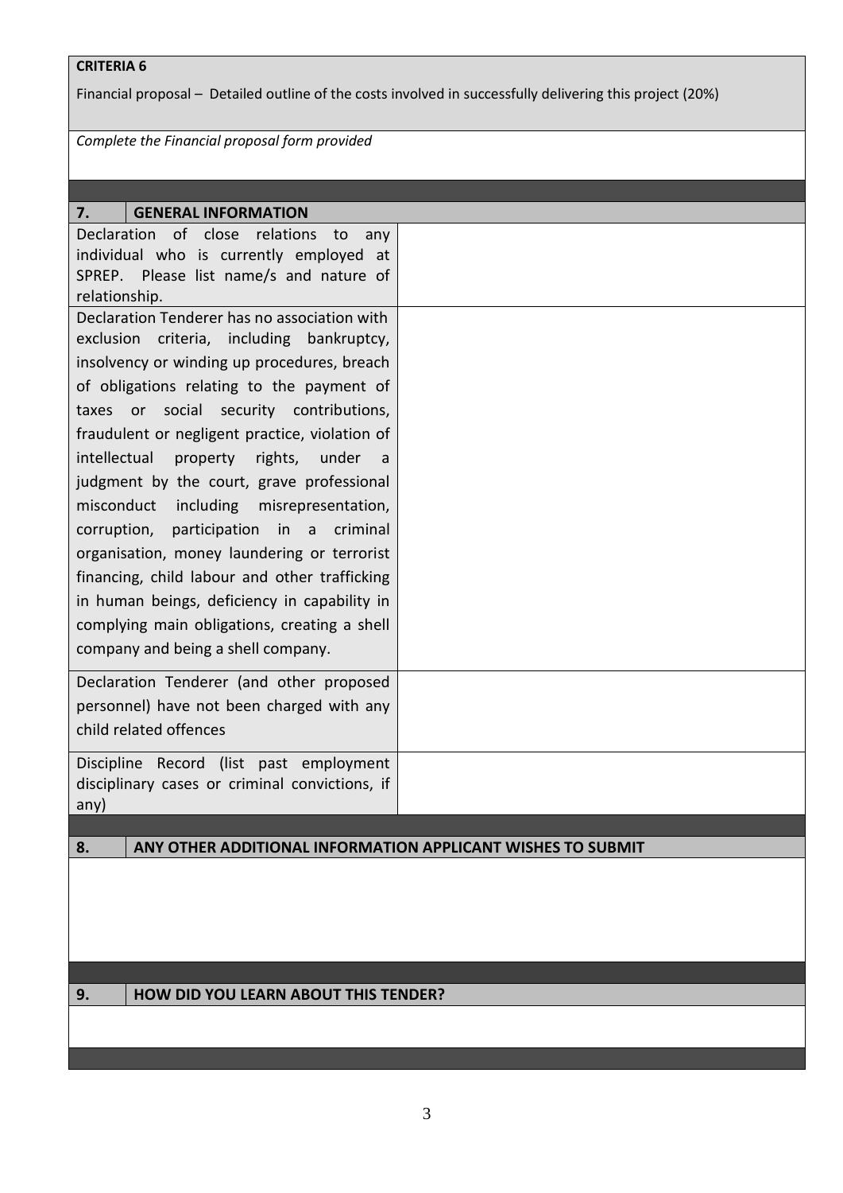**CRITERIA 6**

Financial proposal – Detailed outline of the costs involved in successfully delivering this project (20%)

*Complete the Financial proposal form provided*

| 7. | GENERAL INFORMATION |
|---|---|
| Declaration of close relations to any individual who is currently employed at SPREP. Please list name/s and nature of relationship. | |
| Declaration Tenderer has no association with exclusion criteria, including bankruptcy, insolvency or winding up procedures, breach of obligations relating to the payment of taxes or social security contributions, fraudulent or negligent practice, violation of intellectual property rights, under a judgment by the court, grave professional misconduct including misrepresentation, corruption, participation in a criminal organisation, money laundering or terrorist financing, child labour and other trafficking in human beings, deficiency in capability in complying main obligations, creating a shell company and being a shell company. | |
| Declaration Tenderer (and other proposed personnel) have not been charged with any child related offences | |
| Discipline Record (list past employment disciplinary cases or criminal convictions, if any) | |

| 8. | ANY OTHER ADDITIONAL INFORMATION APPLICANT WISHES TO SUBMIT |
|---|---|
| | |

| 9. | HOW DID YOU LEARN ABOUT THIS TENDER? |
|---|---|
| | |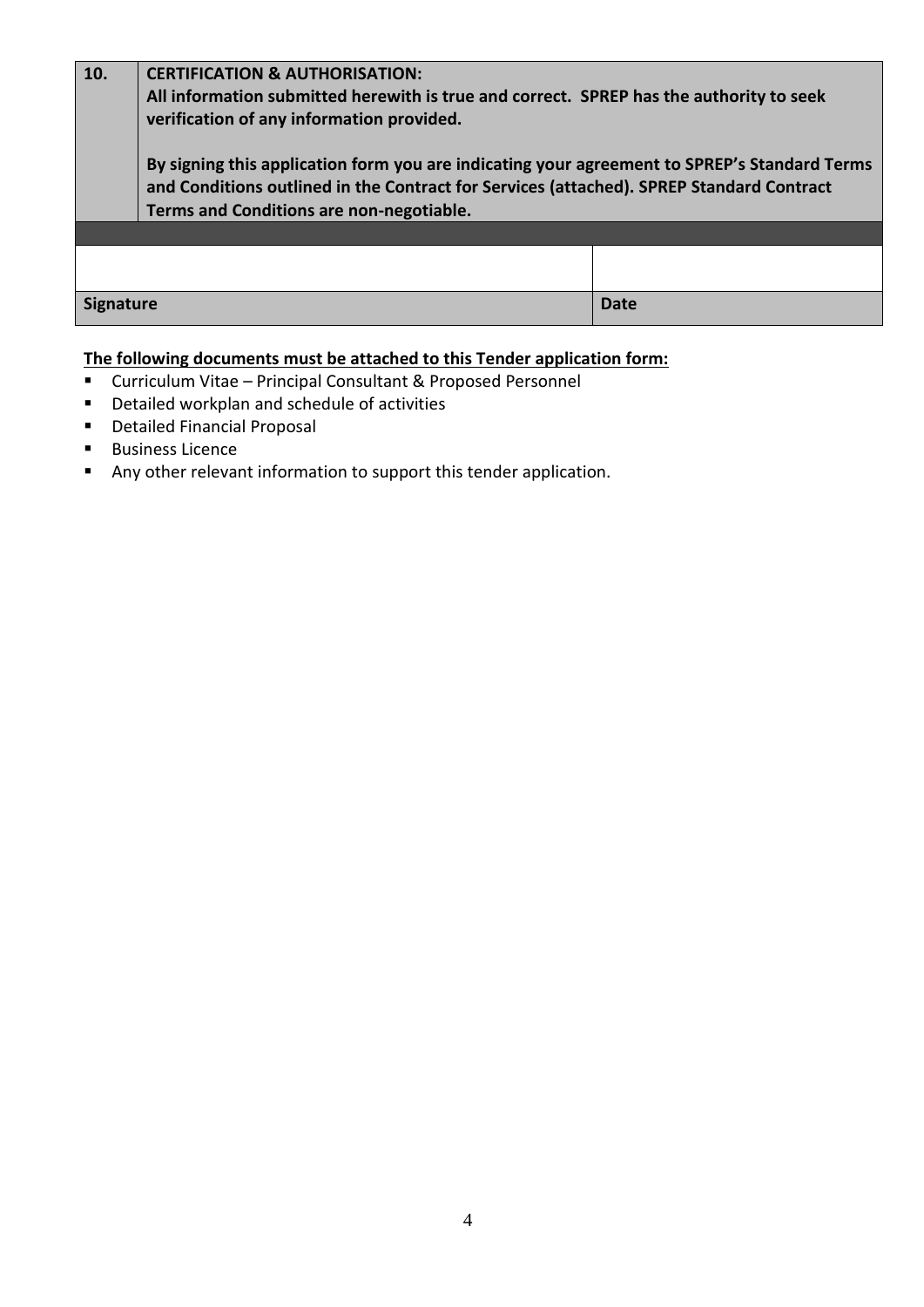| 10. | **CERTIFICATION & AUTHORISATION:**<br>**All information submitted herewith is true and correct. SPREP has the authority to seek verification of any information provided.**<br><br>**By signing this application form you are indicating your agreement to SPREP's Standard Terms and Conditions outlined in the Contract for Services (attached). SPREP Standard Contract Terms and Conditions are non-negotiable.** | |
|---|---|---|
| | | |
| | | |
| **Signature** | | **Date** |

**The following documents must be attached to this Tender application form:**

- Curriculum Vitae – Principal Consultant & Proposed Personnel
- Detailed workplan and schedule of activities
- Detailed Financial Proposal
- Business Licence
- Any other relevant information to support this tender application.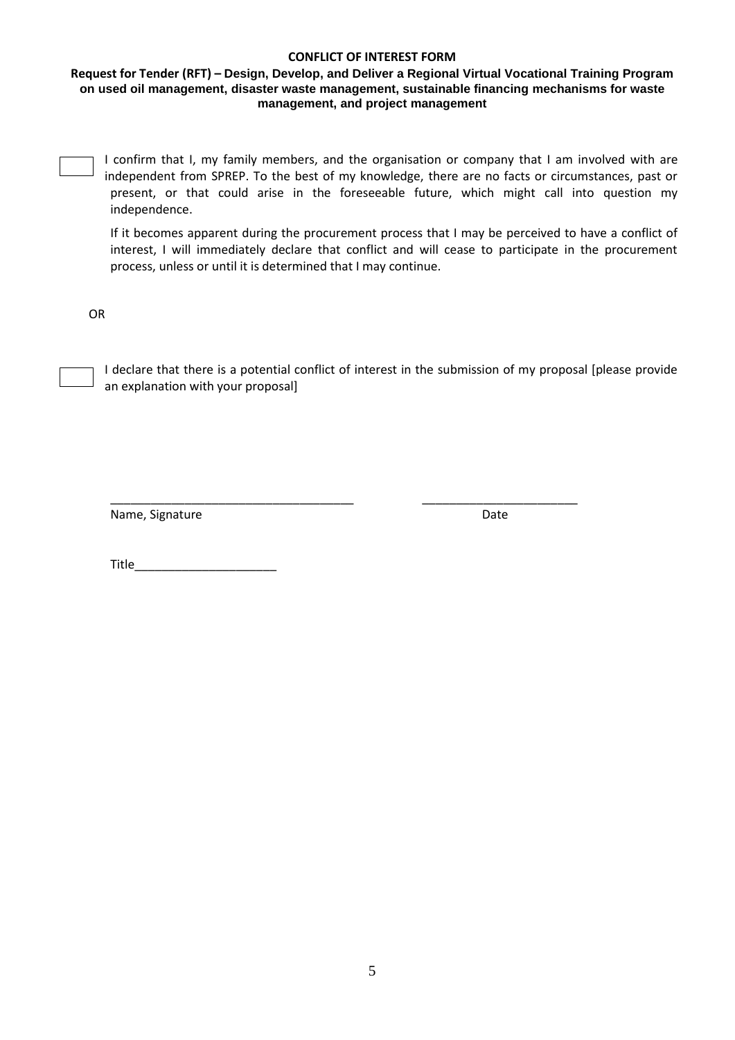**CONFLICT OF INTEREST FORM**

**Request for Tender (RFT) – Design, Develop, and Deliver a Regional Virtual Vocational Training Program on used oil management, disaster waste management, sustainable financing mechanisms for waste management, and project management**

☐ I confirm that I, my family members, and the organisation or company that I am involved with are independent from SPREP. To the best of my knowledge, there are no facts or circumstances, past or present, or that could arise in the foreseeable future, which might call into question my independence.

If it becomes apparent during the procurement process that I may be perceived to have a conflict of interest, I will immediately declare that conflict and will cease to participate in the procurement process, unless or until it is determined that I may continue.

OR

☐ I declare that there is a potential conflict of interest in the submission of my proposal [please provide an explanation with your proposal]

\_\_\_\_\_\_\_\_\_\_\_\_\_\_\_\_\_\_\_\_\_\_\_\_\_\_\_\_\_\_\_\_\_\_\_\_ \_\_\_\_\_\_\_\_\_\_\_\_\_\_\_\_\_\_\_\_\_\_\_

Name, Signature Date

Title\_\_\_\_\_\_\_\_\_\_\_\_\_\_\_\_\_\_\_\_\_